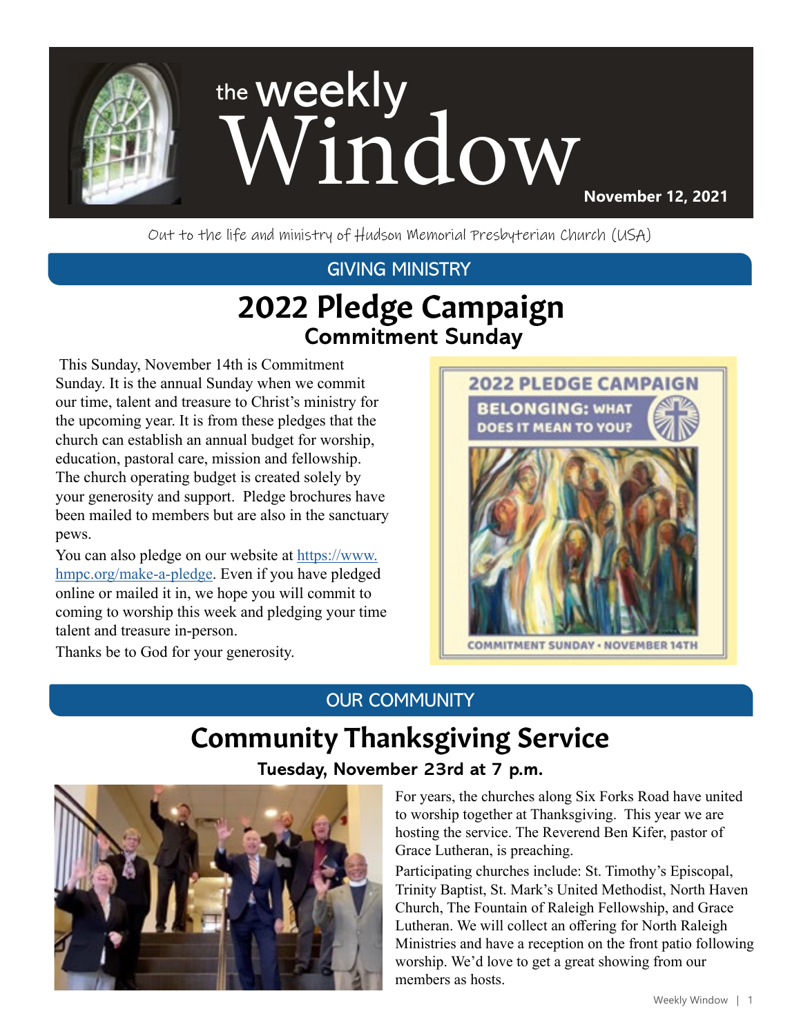# the weekly Window

**November 12, 2021**

Out to the life and ministry of Hudson Memorial Presbyterian Church (USA)

## GIVING MINISTRY

# 2022 Pledge Campaign

### Commitment Sunday

This Sunday, November 14th is Commitment Sunday. It is the annual Sunday when we commit our time, talent and treasure to Christ's ministry for the upcoming year. It is from these pledges that the church can establish an annual budget for worship, education, pastoral care, mission and fellowship. The church operating budget is created solely by your generosity and support. Pledge brochures have been mailed to members but are also in the sanctuary pews.

You can also pledge on our website at [https://www.hmpc.org/make-a-pledge](https://www.hmpc.org/make-a-pledge). Even if you have pledged online or mailed it in, we hope you will commit to coming to worship this week and pledging your time talent and treasure in-person.

Thanks be to God for your generosity.

2022 PLEDGE CAMPAIGN

BELONGING: WHAT DOES IT MEAN TO YOU?

COMMITMENT SUNDAY • NOVEMBER 14TH

## OUR COMMUNITY

# Community Thanksgiving Service

### Tuesday, November 23rd at 7 p.m.

For years, the churches along Six Forks Road have united to worship together at Thanksgiving. This year we are hosting the service. The Reverend Ben Kifer, pastor of Grace Lutheran, is preaching.

Participating churches include: St. Timothy's Episcopal, Trinity Baptist, St. Mark's United Methodist, North Haven Church, The Fountain of Raleigh Fellowship, and Grace Lutheran. We will collect an offering for North Raleigh Ministries and have a reception on the front patio following worship. We'd love to get a great showing from our members as hosts.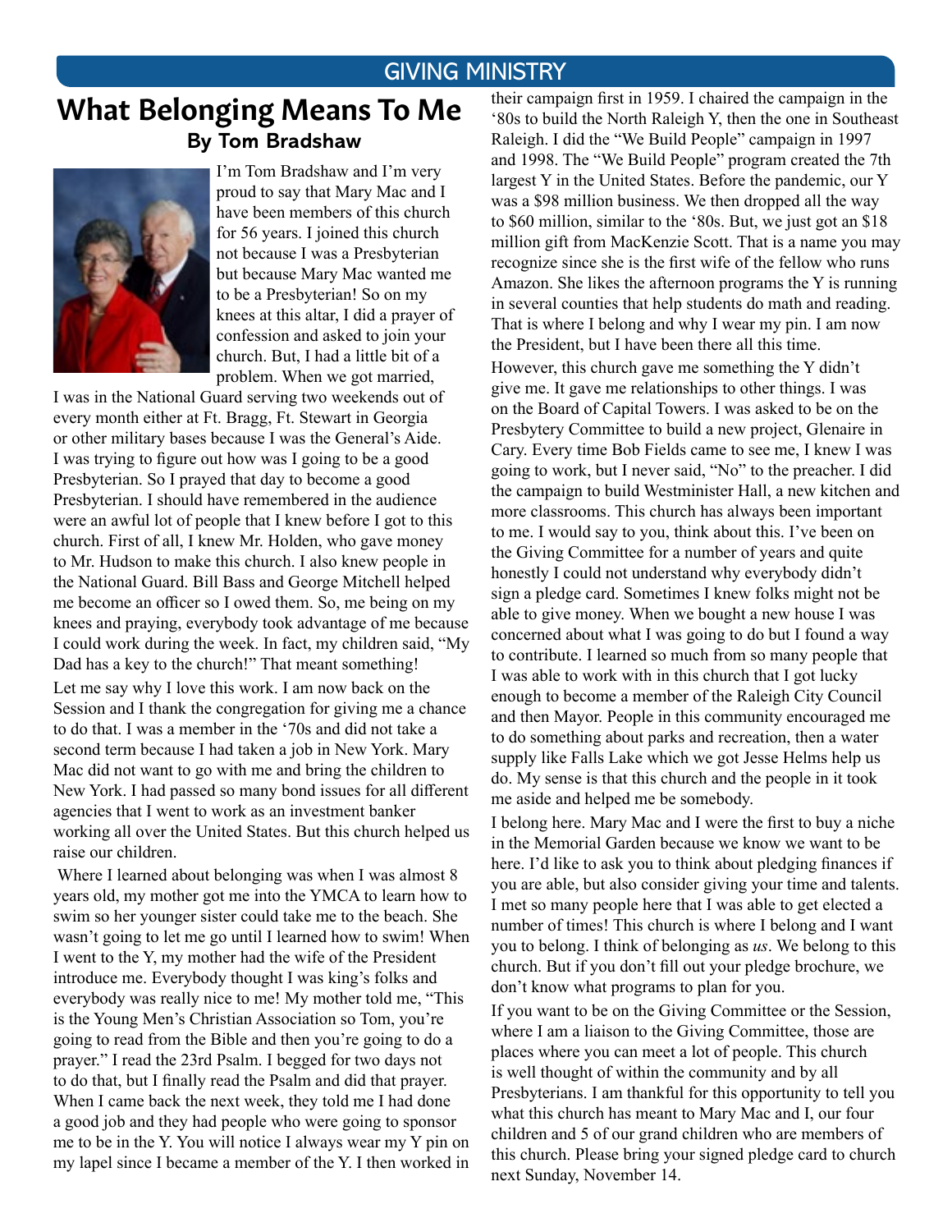GIVING MINISTRY

# What Belonging Means To Me

**By Tom Bradshaw**

I'm Tom Bradshaw and I'm very proud to say that Mary Mac and I have been members of this church for 56 years. I joined this church not because I was a Presbyterian but because Mary Mac wanted me to be a Presbyterian! So on my knees at this altar, I did a prayer of confession and asked to join your church. But, I had a little bit of a problem. When we got married, I was in the National Guard serving two weekends out of every month either at Ft. Bragg, Ft. Stewart in Georgia or other military bases because I was the General's Aide. I was trying to figure out how was I going to be a good Presbyterian. So I prayed that day to become a good Presbyterian. I should have remembered in the audience were an awful lot of people that I knew before I got to this church. First of all, I knew Mr. Holden, who gave money to Mr. Hudson to make this church. I also knew people in the National Guard. Bill Bass and George Mitchell helped me become an officer so I owed them. So, me being on my knees and praying, everybody took advantage of me because I could work during the week. In fact, my children said, "My Dad has a key to the church!" That meant something!

Let me say why I love this work. I am now back on the Session and I thank the congregation for giving me a chance to do that. I was a member in the '70s and did not take a second term because I had taken a job in New York. Mary Mac did not want to go with me and bring the children to New York. I had passed so many bond issues for all different agencies that I went to work as an investment banker working all over the United States. But this church helped us raise our children.

Where I learned about belonging was when I was almost 8 years old, my mother got me into the YMCA to learn how to swim so her younger sister could take me to the beach. She wasn't going to let me go until I learned how to swim! When I went to the Y, my mother had the wife of the President introduce me. Everybody thought I was king's folks and everybody was really nice to me! My mother told me, "This is the Young Men's Christian Association so Tom, you're going to read from the Bible and then you're going to do a prayer." I read the 23rd Psalm. I begged for two days not to do that, but I finally read the Psalm and did that prayer. When I came back the next week, they told me I had done a good job and they had people who were going to sponsor me to be in the Y. You will notice I always wear my Y pin on my lapel since I became a member of the Y. I then worked in their campaign first in 1959. I chaired the campaign in the '80s to build the North Raleigh Y, then the one in Southeast Raleigh. I did the "We Build People" campaign in 1997 and 1998. The "We Build People" program created the 7th largest Y in the United States. Before the pandemic, our Y was a $98 million business. We then dropped all the way to $60 million, similar to the '80s. But, we just got an $18 million gift from MacKenzie Scott. That is a name you may recognize since she is the first wife of the fellow who runs Amazon. She likes the afternoon programs the Y is running in several counties that help students do math and reading. That is where I belong and why I wear my pin. I am now the President, but I have been there all this time.

However, this church gave me something the Y didn't give me. It gave me relationships to other things. I was on the Board of Capital Towers. I was asked to be on the Presbytery Committee to build a new project, Glenaire in Cary. Every time Bob Fields came to see me, I knew I was going to work, but I never said, "No" to the preacher. I did the campaign to build Westminister Hall, a new kitchen and more classrooms. This church has always been important to me. I would say to you, think about this. I've been on the Giving Committee for a number of years and quite honestly I could not understand why everybody didn't sign a pledge card. Sometimes I knew folks might not be able to give money. When we bought a new house I was concerned about what I was going to do but I found a way to contribute. I learned so much from so many people that I was able to work with in this church that I got lucky enough to become a member of the Raleigh City Council and then Mayor. People in this community encouraged me to do something about parks and recreation, then a water supply like Falls Lake which we got Jesse Helms help us do. My sense is that this church and the people in it took me aside and helped me be somebody.

I belong here. Mary Mac and I were the first to buy a niche in the Memorial Garden because we know we want to be here. I'd like to ask you to think about pledging finances if you are able, but also consider giving your time and talents. I met so many people here that I was able to get elected a number of times! This church is where I belong and I want you to belong. I think of belonging as *us*. We belong to this church. But if you don't fill out your pledge brochure, we don't know what programs to plan for you.

If you want to be on the Giving Committee or the Session, where I am a liaison to the Giving Committee, those are places where you can meet a lot of people. This church is well thought of within the community and by all Presbyterians. I am thankful for this opportunity to tell you what this church has meant to Mary Mac and I, our four children and 5 of our grand children who are members of this church. Please bring your signed pledge card to church next Sunday, November 14.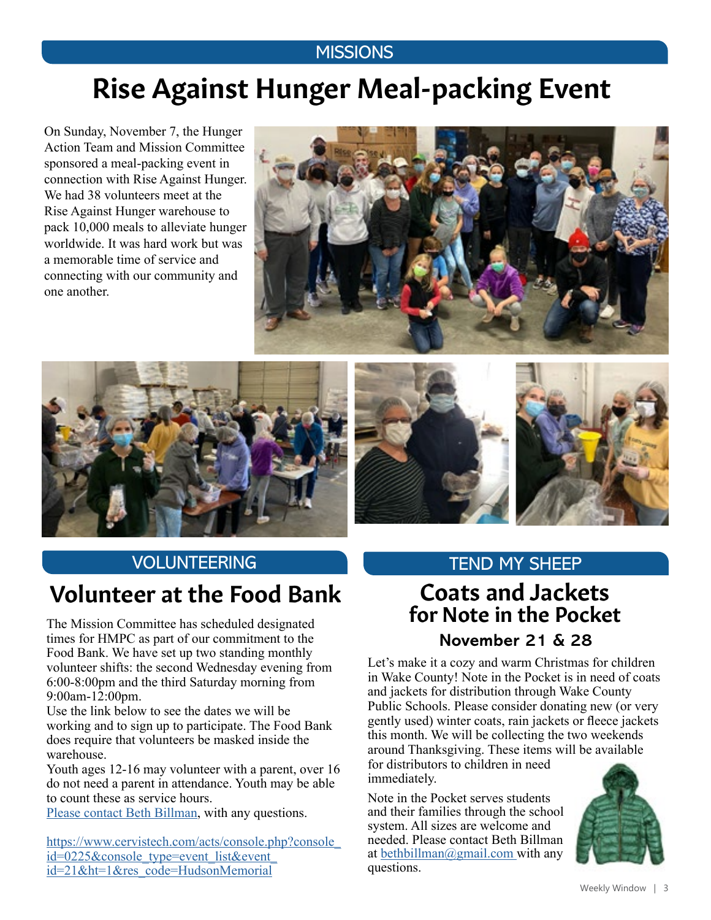MISSIONS

# Rise Against Hunger Meal-packing Event

On Sunday, November 7, the Hunger Action Team and Mission Committee sponsored a meal-packing event in connection with Rise Against Hunger. We had 38 volunteers meet at the Rise Against Hunger warehouse to pack 10,000 meals to alleviate hunger worldwide. It was hard work but was a memorable time of service and connecting with our community and one another.

VOLUNTEERING

## Volunteer at the Food Bank

The Mission Committee has scheduled designated times for HMPC as part of our commitment to the Food Bank. We have set up two standing monthly volunteer shifts: the second Wednesday evening from 6:00-8:00pm and the third Saturday morning from 9:00am-12:00pm.

Use the link below to see the dates we will be working and to sign up to participate. The Food Bank does require that volunteers be masked inside the warehouse.

Youth ages 12-16 may volunteer with a parent, over 16 do not need a parent in attendance. Youth may be able to count these as service hours.

Please contact Beth Billman, with any questions.

https://www.cervistech.com/acts/console.php?console_id=0225&console_type=event_list&event_id=21&ht=1&res_code=HudsonMemorial

TEND MY SHEEP

## Coats and Jackets for Note in the Pocket

### November 21 & 28

Let's make it a cozy and warm Christmas for children in Wake County! Note in the Pocket is in need of coats and jackets for distribution through Wake County Public Schools. Please consider donating new (or very gently used) winter coats, rain jackets or fleece jackets this month. We will be collecting the two weekends around Thanksgiving. These items will be available for distributors to children in need immediately.

Note in the Pocket serves students and their families through the school system. All sizes are welcome and needed. Please contact Beth Billman at bethbillman@gmail.com with any questions.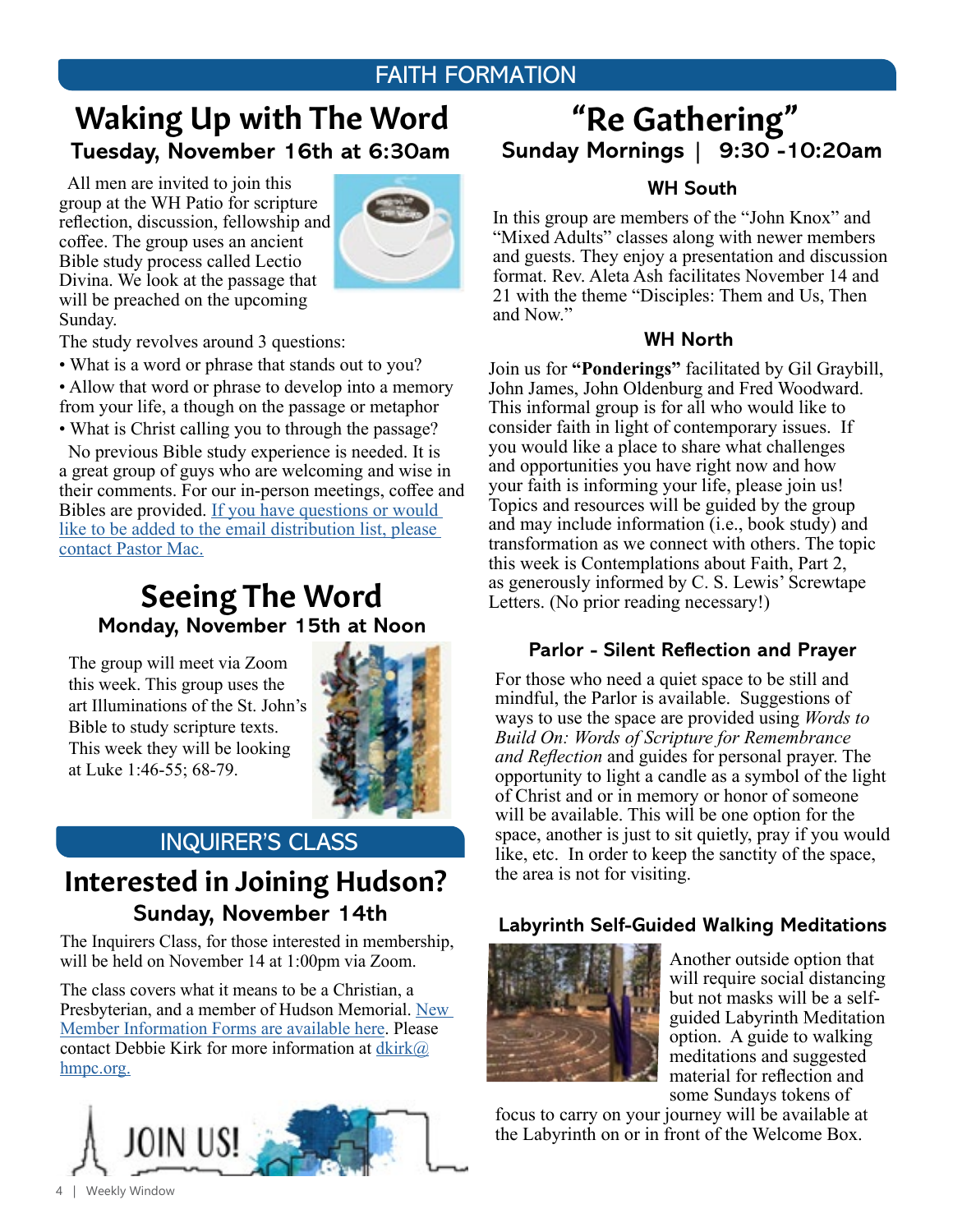## FAITH FORMATION

# Waking Up with The Word

### Tuesday, November 16th at 6:30am

All men are invited to join this group at the WH Patio for scripture reflection, discussion, fellowship and coffee. The group uses an ancient Bible study process called Lectio Divina. We look at the passage that will be preached on the upcoming Sunday.

The study revolves around 3 questions:

- What is a word or phrase that stands out to you?
- Allow that word or phrase to develop into a memory from your life, a though on the passage or metaphor
- What is Christ calling you to through the passage?

No previous Bible study experience is needed. It is a great group of guys who are welcoming and wise in their comments. For our in-person meetings, coffee and Bibles are provided. If you have questions or would like to be added to the email distribution list, please contact Pastor Mac.

# Seeing The Word

### Monday, November 15th at Noon

The group will meet via Zoom this week. This group uses the art Illuminations of the St. John's Bible to study scripture texts. This week they will be looking at Luke 1:46-55; 68-79.

## INQUIRER'S CLASS

# Interested in Joining Hudson?

### Sunday, November 14th

The Inquirers Class, for those interested in membership, will be held on November 14 at 1:00pm via Zoom.

The class covers what it means to be a Christian, a Presbyterian, and a member of Hudson Memorial. New Member Information Forms are available here. Please contact Debbie Kirk for more information at dkirk@hmpc.org.

JOIN US!

# "Re Gathering"

### Sunday Mornings | 9:30 -10:20am

#### WH South

In this group are members of the "John Knox" and "Mixed Adults" classes along with newer members and guests. They enjoy a presentation and discussion format. Rev. Aleta Ash facilitates November 14 and 21 with the theme "Disciples: Them and Us, Then and Now."

#### WH North

Join us for **"Ponderings"** facilitated by Gil Graybill, John James, John Oldenburg and Fred Woodward. This informal group is for all who would like to consider faith in light of contemporary issues. If you would like a place to share what challenges and opportunities you have right now and how your faith is informing your life, please join us! Topics and resources will be guided by the group and may include information (i.e., book study) and transformation as we connect with others. The topic this week is Contemplations about Faith, Part 2, as generously informed by C. S. Lewis' Screwtape Letters. (No prior reading necessary!)

#### Parlor - Silent Reflection and Prayer

For those who need a quiet space to be still and mindful, the Parlor is available. Suggestions of ways to use the space are provided using *Words to Build On: Words of Scripture for Remembrance and Reflection* and guides for personal prayer. The opportunity to light a candle as a symbol of the light of Christ and or in memory or honor of someone will be available. This will be one option for the space, another is just to sit quietly, pray if you would like, etc. In order to keep the sanctity of the space, the area is not for visiting.

#### Labyrinth Self-Guided Walking Meditations

Another outside option that will require social distancing but not masks will be a self-guided Labyrinth Meditation option. A guide to walking meditations and suggested material for reflection and some Sundays tokens of focus to carry on your journey will be available at the Labyrinth on or in front of the Welcome Box.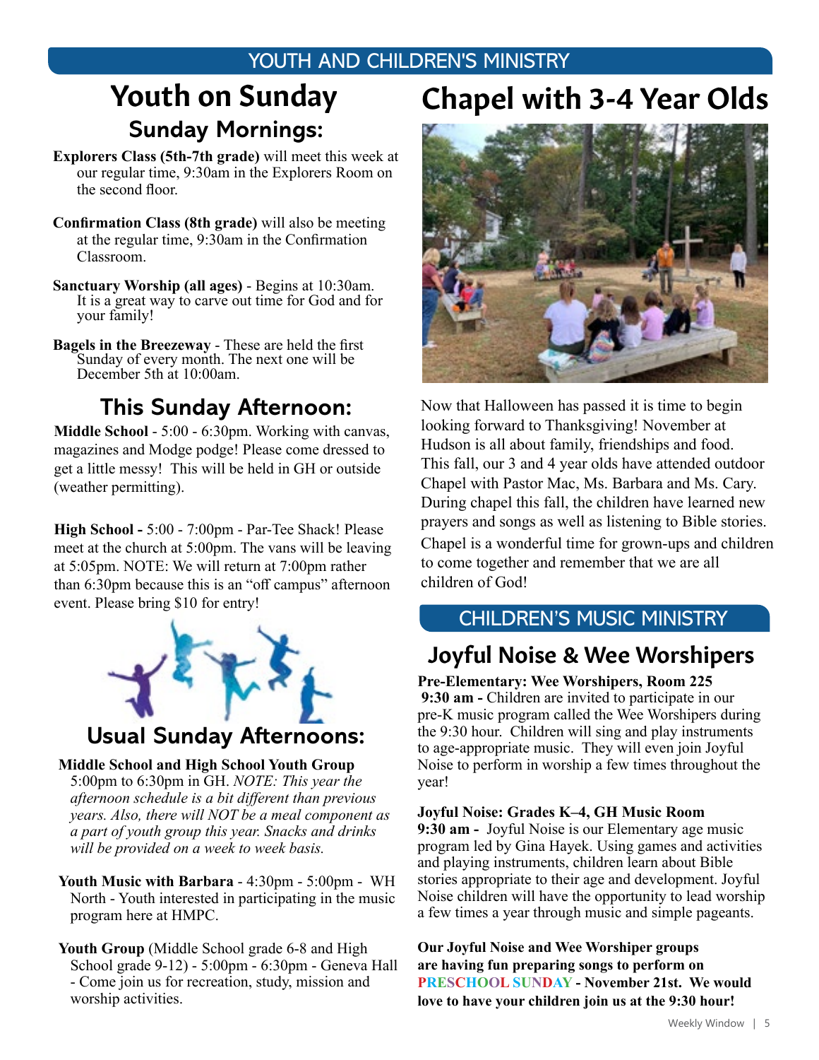## YOUTH AND CHILDREN'S MINISTRY

# Youth on Sunday

### Sunday Mornings:

**Explorers Class (5th-7th grade)** will meet this week at our regular time, 9:30am in the Explorers Room on the second floor.

**Confirmation Class (8th grade)** will also be meeting at the regular time, 9:30am in the Confirmation Classroom.

**Sanctuary Worship (all ages)** - Begins at 10:30am. It is a great way to carve out time for God and for your family!

**Bagels in the Breezeway** - These are held the first Sunday of every month. The next one will be December 5th at 10:00am.

### This Sunday Afternoon:

**Middle School** - 5:00 - 6:30pm. Working with canvas, magazines and Modge podge! Please come dressed to get a little messy! This will be held in GH or outside (weather permitting).

**High School -** 5:00 - 7:00pm - Par-Tee Shack! Please meet at the church at 5:00pm. The vans will be leaving at 5:05pm. NOTE: We will return at 7:00pm rather than 6:30pm because this is an "off campus" afternoon event. Please bring $10 for entry!

### Usual Sunday Afternoons:

**Middle School and High School Youth Group** 5:00pm to 6:30pm in GH. *NOTE: This year the afternoon schedule is a bit different than previous years. Also, there will NOT be a meal component as a part of youth group this year. Snacks and drinks will be provided on a week to week basis.*

**Youth Music with Barbara** - 4:30pm - 5:00pm - WH North - Youth interested in participating in the music program here at HMPC.

**Youth Group** (Middle School grade 6-8 and High School grade 9-12) - 5:00pm - 6:30pm - Geneva Hall - Come join us for recreation, study, mission and worship activities.

# Chapel with 3-4 Year Olds

Now that Halloween has passed it is time to begin looking forward to Thanksgiving! November at Hudson is all about family, friendships and food. This fall, our 3 and 4 year olds have attended outdoor Chapel with Pastor Mac, Ms. Barbara and Ms. Cary. During chapel this fall, the children have learned new prayers and songs as well as listening to Bible stories. Chapel is a wonderful time for grown-ups and children to come together and remember that we are all children of God!

## CHILDREN'S MUSIC MINISTRY

### Joyful Noise & Wee Worshipers

**Pre-Elementary: Wee Worshipers, Room 225**
**9:30 am -** Children are invited to participate in our pre-K music program called the Wee Worshipers during the 9:30 hour. Children will sing and play instruments to age-appropriate music. They will even join Joyful Noise to perform in worship a few times throughout the year!

**Joyful Noise: Grades K–4, GH Music Room**
**9:30 am -** Joyful Noise is our Elementary age music program led by Gina Hayek. Using games and activities and playing instruments, children learn about Bible stories appropriate to their age and development. Joyful Noise children will have the opportunity to lead worship a few times a year through music and simple pageants.

**Our Joyful Noise and Wee Worshiper groups are having fun preparing songs to perform on PRESCHOOL SUNDAY - November 21st. We would love to have your children join us at the 9:30 hour!**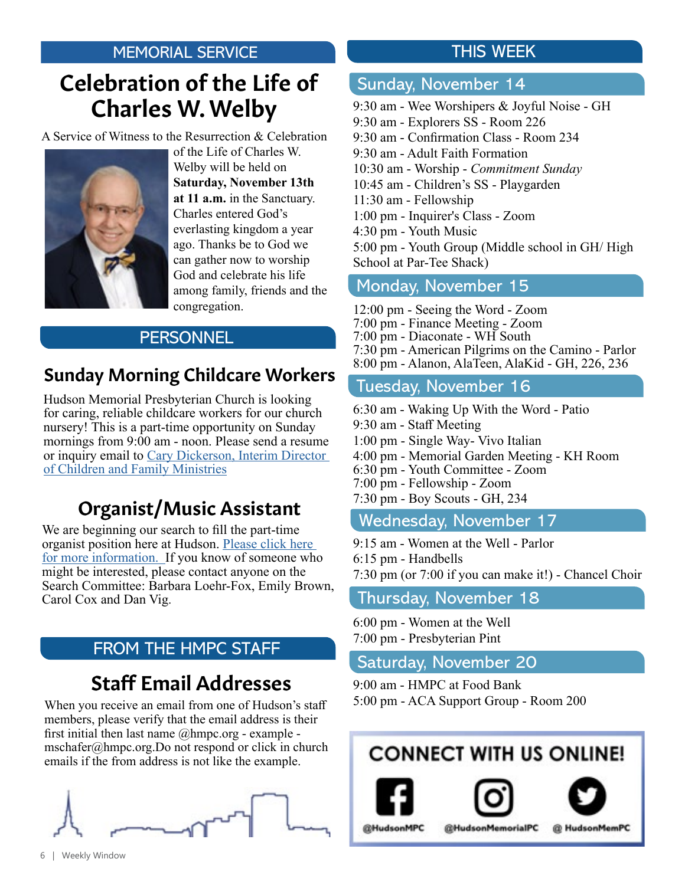## MEMORIAL SERVICE

# Celebration of the Life of Charles W. Welby

A Service of Witness to the Resurrection & Celebration of the Life of Charles W. Welby will be held on **Saturday, November 13th at 11 a.m.** in the Sanctuary. Charles entered God's everlasting kingdom a year ago. Thanks be to God we can gather now to worship God and celebrate his life among family, friends and the congregation.

## PERSONNEL

### Sunday Morning Childcare Workers

Hudson Memorial Presbyterian Church is looking for caring, reliable childcare workers for our church nursery! This is a part-time opportunity on Sunday mornings from 9:00 am - noon. Please send a resume or inquiry email to Cary Dickerson, Interim Director of Children and Family Ministries

### Organist/Music Assistant

We are beginning our search to fill the part-time organist position here at Hudson. Please click here for more information. If you know of someone who might be interested, please contact anyone on the Search Committee: Barbara Loehr-Fox, Emily Brown, Carol Cox and Dan Vig.

## FROM THE HMPC STAFF

### Staff Email Addresses

When you receive an email from one of Hudson's staff members, please verify that the email address is their first initial then last name @hmpc.org - example - mschafer@hmpc.org.Do not respond or click in church emails if the from address is not like the example.

## THIS WEEK

### Sunday, November 14

9:30 am - Wee Worshipers & Joyful Noise - GH
9:30 am - Explorers SS - Room 226
9:30 am - Confirmation Class - Room 234
9:30 am - Adult Faith Formation
10:30 am - Worship - *Commitment Sunday*
10:45 am - Children's SS - Playgarden
11:30 am - Fellowship
1:00 pm - Inquirer's Class - Zoom
4:30 pm - Youth Music
5:00 pm - Youth Group (Middle school in GH/ High School at Par-Tee Shack)

### Monday, November 15

12:00 pm - Seeing the Word - Zoom
7:00 pm - Finance Meeting - Zoom
7:00 pm - Diaconate - WH South
7:30 pm - American Pilgrims on the Camino - Parlor
8:00 pm - Alanon, AlaTeen, AlaKid - GH, 226, 236

### Tuesday, November 16

6:30 am - Waking Up With the Word - Patio
9:30 am - Staff Meeting
1:00 pm - Single Way- Vivo Italian
4:00 pm - Memorial Garden Meeting - KH Room
6:30 pm - Youth Committee - Zoom
7:00 pm - Fellowship - Zoom
7:30 pm - Boy Scouts - GH, 234

### Wednesday, November 17

9:15 am - Women at the Well - Parlor
6:15 pm - Handbells
7:30 pm (or 7:00 if you can make it!) - Chancel Choir

### Thursday, November 18

6:00 pm - Women at the Well
7:00 pm - Presbyterian Pint

### Saturday, November 20

9:00 am - HMPC at Food Bank
5:00 pm - ACA Support Group - Room 200

**CONNECT WITH US ONLINE!**

@HudsonMPC @HudsonMemorialPC @ HudsonMemPC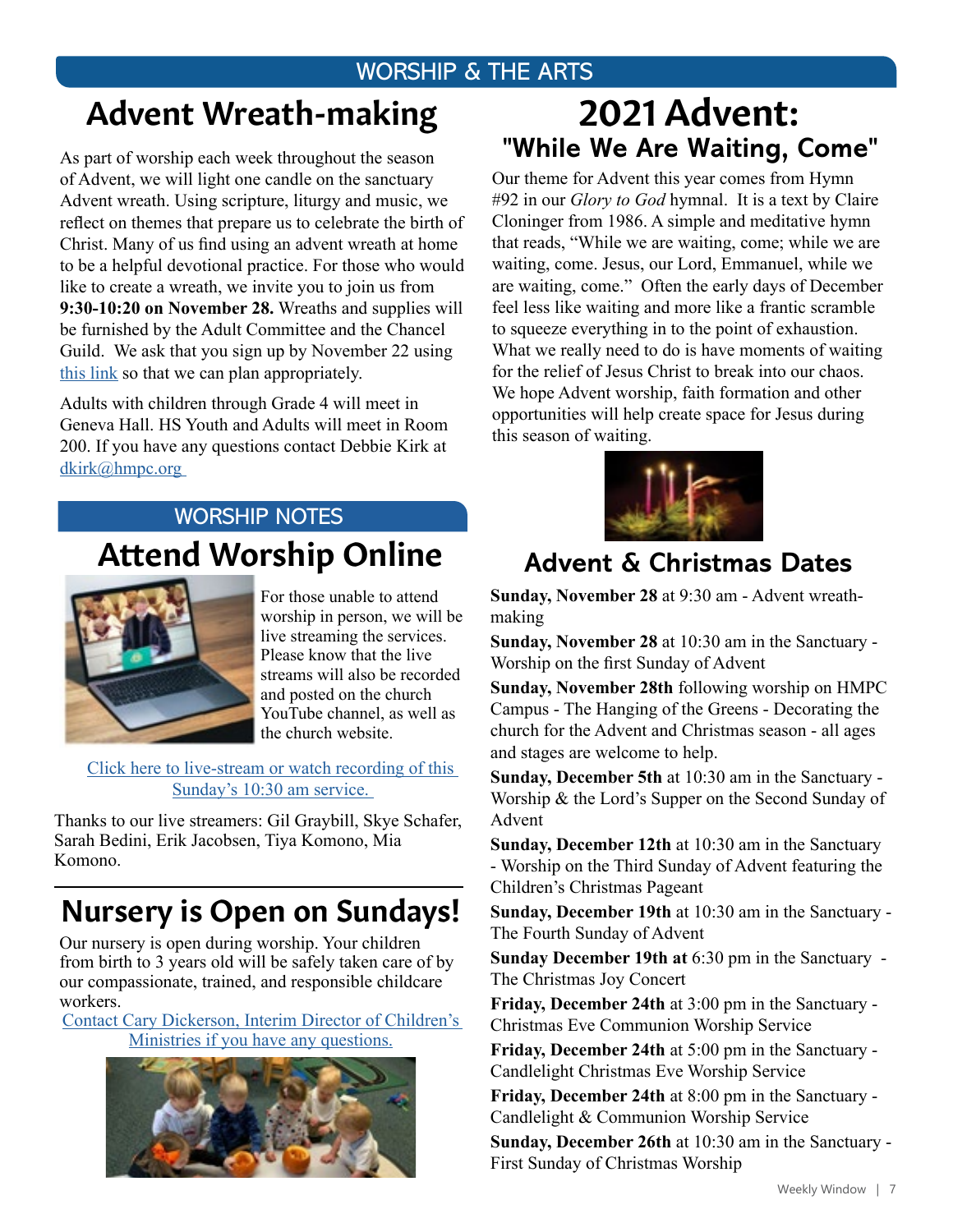## WORSHIP & THE ARTS

# Advent Wreath-making

As part of worship each week throughout the season of Advent, we will light one candle on the sanctuary Advent wreath. Using scripture, liturgy and music, we reflect on themes that prepare us to celebrate the birth of Christ. Many of us find using an advent wreath at home to be a helpful devotional practice. For those who would like to create a wreath, we invite you to join us from **9:30-10:20 on November 28.** Wreaths and supplies will be furnished by the Adult Committee and the Chancel Guild. We ask that you sign up by November 22 using this link so that we can plan appropriately.

Adults with children through Grade 4 will meet in Geneva Hall. HS Youth and Adults will meet in Room 200. If you have any questions contact Debbie Kirk at dkirk@hmpc.org

## WORSHIP NOTES

# Attend Worship Online

For those unable to attend worship in person, we will be live streaming the services. Please know that the live streams will also be recorded and posted on the church YouTube channel, as well as the church website.

Click here to live-stream or watch recording of this Sunday's 10:30 am service.

Thanks to our live streamers: Gil Graybill, Skye Schafer, Sarah Bedini, Erik Jacobsen, Tiya Komono, Mia Komono.

# Nursery is Open on Sundays!

Our nursery is open during worship. Your children from birth to 3 years old will be safely taken care of by our compassionate, trained, and responsible childcare workers.

Contact Cary Dickerson, Interim Director of Children's Ministries if you have any questions.

# 2021 Advent:
## "While We Are Waiting, Come"

Our theme for Advent this year comes from Hymn #92 in our *Glory to God* hymnal. It is a text by Claire Cloninger from 1986. A simple and meditative hymn that reads, "While we are waiting, come; while we are waiting, come. Jesus, our Lord, Emmanuel, while we are waiting, come." Often the early days of December feel less like waiting and more like a frantic scramble to squeeze everything in to the point of exhaustion. What we really need to do is have moments of waiting for the relief of Jesus Christ to break into our chaos. We hope Advent worship, faith formation and other opportunities will help create space for Jesus during this season of waiting.

## Advent & Christmas Dates

**Sunday, November 28** at 9:30 am - Advent wreath-making

**Sunday, November 28** at 10:30 am in the Sanctuary - Worship on the first Sunday of Advent

**Sunday, November 28th** following worship on HMPC Campus - The Hanging of the Greens - Decorating the church for the Advent and Christmas season - all ages and stages are welcome to help.

**Sunday, December 5th** at 10:30 am in the Sanctuary - Worship & the Lord's Supper on the Second Sunday of Advent

**Sunday, December 12th** at 10:30 am in the Sanctuary - Worship on the Third Sunday of Advent featuring the Children's Christmas Pageant

**Sunday, December 19th** at 10:30 am in the Sanctuary - The Fourth Sunday of Advent

**Sunday December 19th at** 6:30 pm in the Sanctuary - The Christmas Joy Concert

**Friday, December 24th** at 3:00 pm in the Sanctuary - Christmas Eve Communion Worship Service

**Friday, December 24th** at 5:00 pm in the Sanctuary - Candlelight Christmas Eve Worship Service

**Friday, December 24th** at 8:00 pm in the Sanctuary - Candlelight & Communion Worship Service

**Sunday, December 26th** at 10:30 am in the Sanctuary - First Sunday of Christmas Worship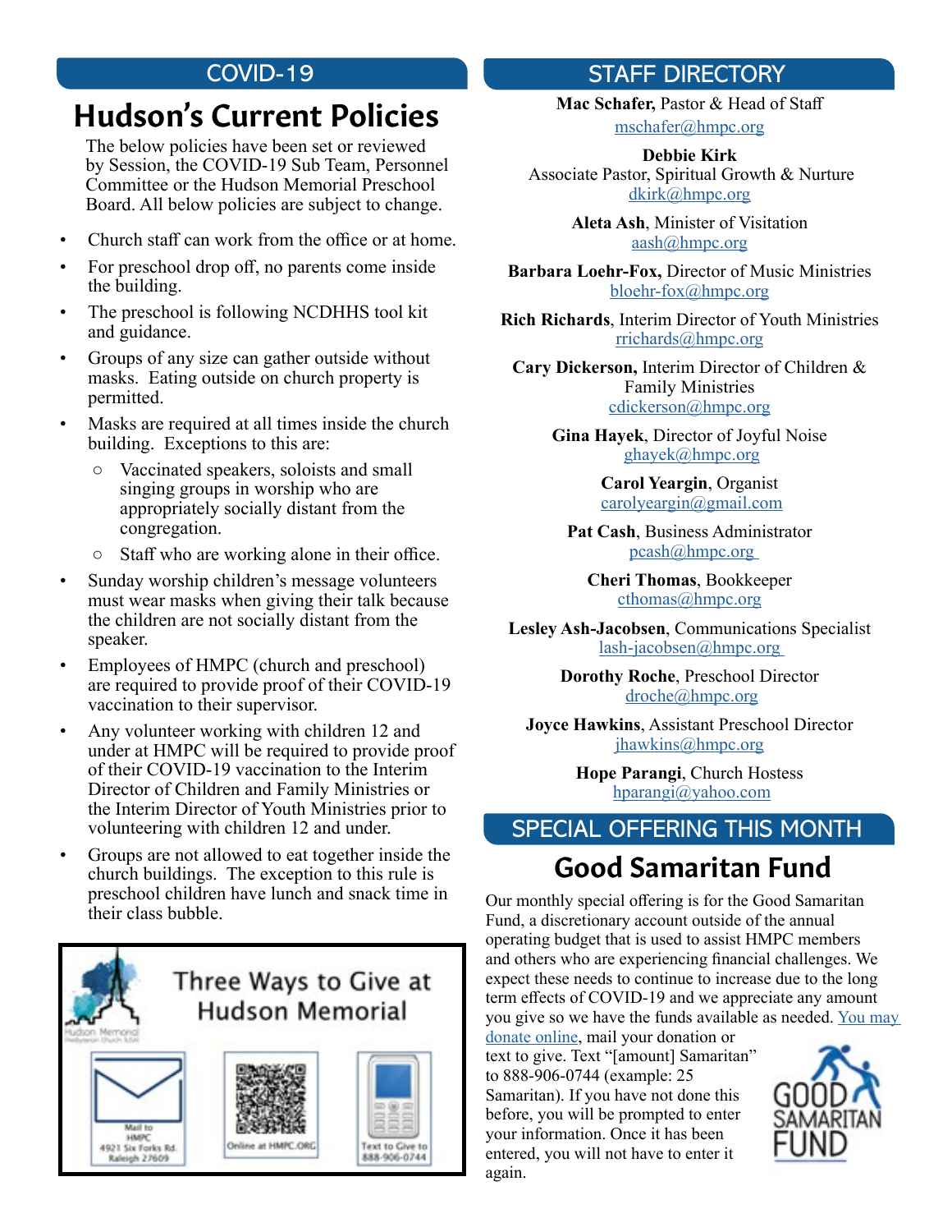## COVID-19

# Hudson's Current Policies

The below policies have been set or reviewed by Session, the COVID-19 Sub Team, Personnel Committee or the Hudson Memorial Preschool Board. All below policies are subject to change.

- Church staff can work from the office or at home.
- For preschool drop off, no parents come inside the building.
- The preschool is following NCDHHS tool kit and guidance.
- Groups of any size can gather outside without masks. Eating outside on church property is permitted.
- Masks are required at all times inside the church building. Exceptions to this are:
  - Vaccinated speakers, soloists and small singing groups in worship who are appropriately socially distant from the congregation.
  - Staff who are working alone in their office.
- Sunday worship children's message volunteers must wear masks when giving their talk because the children are not socially distant from the speaker.
- Employees of HMPC (church and preschool) are required to provide proof of their COVID-19 vaccination to their supervisor.
- Any volunteer working with children 12 and under at HMPC will be required to provide proof of their COVID-19 vaccination to the Interim Director of Children and Family Ministries or the Interim Director of Youth Ministries prior to volunteering with children 12 and under.
- Groups are not allowed to eat together inside the church buildings. The exception to this rule is preschool children have lunch and snack time in their class bubble.

Three Ways to Give at Hudson Memorial

Hudson Memorial Presbyterian Church (USA)

Mail to HMPC 4921 Six Forks Rd. Raleigh 27609

Online at HMPC.ORG

Text to Give to 888-906-0744

## STAFF DIRECTORY

**Mac Schafer,** Pastor & Head of Staff
mschafer@hmpc.org

**Debbie Kirk**
Associate Pastor, Spiritual Growth & Nurture
dkirk@hmpc.org

**Aleta Ash**, Minister of Visitation
aash@hmpc.org

**Barbara Loehr-Fox,** Director of Music Ministries
bloehr-fox@hmpc.org

**Rich Richards**, Interim Director of Youth Ministries
rrichards@hmpc.org

**Cary Dickerson,** Interim Director of Children & Family Ministries
cdickerson@hmpc.org

**Gina Hayek**, Director of Joyful Noise
ghayek@hmpc.org

**Carol Yeargin**, Organist
carolyeargin@gmail.com

**Pat Cash**, Business Administrator
pcash@hmpc.org

**Cheri Thomas**, Bookkeeper
cthomas@hmpc.org

**Lesley Ash-Jacobsen**, Communications Specialist
lash-jacobsen@hmpc.org

**Dorothy Roche**, Preschool Director
droche@hmpc.org

**Joyce Hawkins**, Assistant Preschool Director
jhawkins@hmpc.org

**Hope Parangi**, Church Hostess
hparangi@yahoo.com

## SPECIAL OFFERING THIS MONTH

# Good Samaritan Fund

Our monthly special offering is for the Good Samaritan Fund, a discretionary account outside of the annual operating budget that is used to assist HMPC members and others who are experiencing financial challenges. We expect these needs to continue to increase due to the long term effects of COVID-19 and we appreciate any amount you give so we have the funds available as needed. You may donate online, mail your donation or text to give. Text "[amount] Samaritan" to 888-906-0744 (example: 25 Samaritan). If you have not done this before, you will be prompted to enter your information. Once it has been entered, you will not have to enter it again.

GOOD SAMARITAN FUND